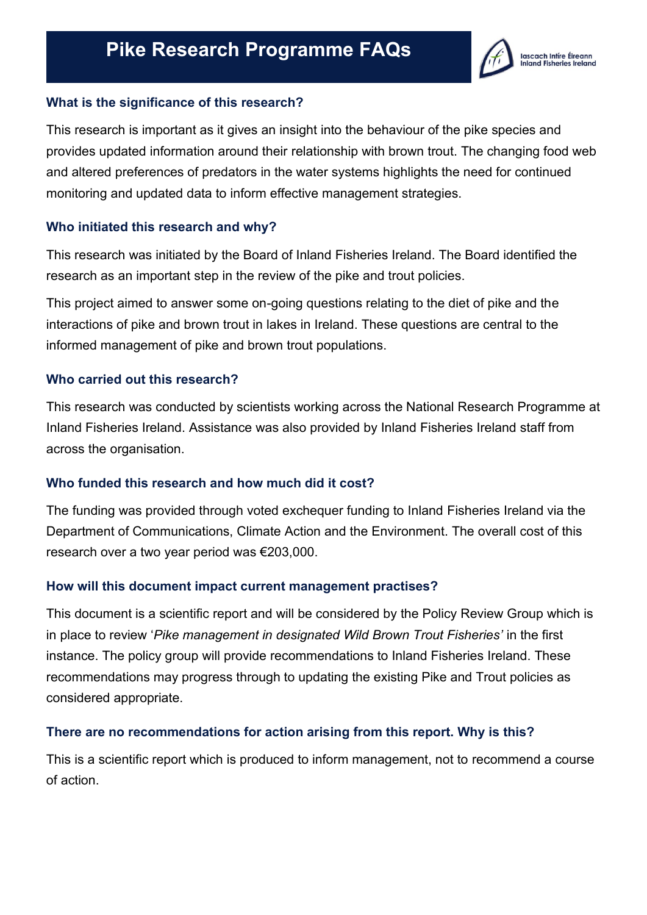# Pike Research Programme FAQs

### What is the significance of this research?

This research is important as it gives an insight into the behaviour of the pike species and provides updated information around their relationship with brown trout. The changing food web and altered preferences of predators in the water systems highlights the need for continued monitoring and updated data to inform effective management strategies.

### Who initiated this research and why?

This research was initiated by the Board of Inland Fisheries Ireland. The Board identified the research as an important step in the review of the pike and trout policies.

This project aimed to answer some on-going questions relating to the diet of pike and the interactions of pike and brown trout in lakes in Ireland. These questions are central to the informed management of pike and brown trout populations.

### Who carried out this research?

This research was conducted by scientists working across the National Research Programme at Inland Fisheries Ireland. Assistance was also provided by Inland Fisheries Ireland staff from across the organisation.

### Who funded this research and how much did it cost?

The funding was provided through voted exchequer funding to Inland Fisheries Ireland via the Department of Communications, Climate Action and the Environment. The overall cost of this research over a two year period was €203,000.

### How will this document impact current management practises?

This document is a scientific report and will be considered by the Policy Review Group which is in place to review '*Pike management in designated Wild Brown Trout Fisheries'* in the first instance. The policy group will provide recommendations to Inland Fisheries Ireland. These recommendations may progress through to updating the existing Pike and Trout policies as considered appropriate.

### There are no recommendations for action arising from this report. Why is this?

This is a scientific report which is produced to inform management, not to recommend a course of action.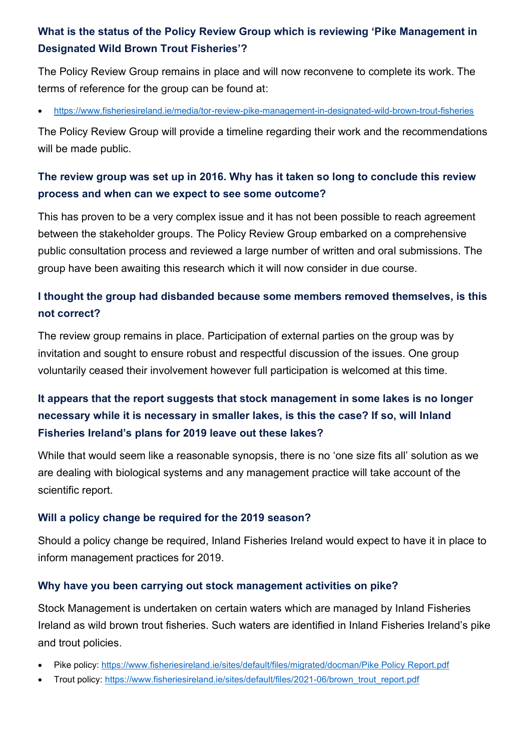### What is the status of the Policy Review Group which is reviewing 'Pike Management in Designated Wild Brown Trout Fisheries'?

The Policy Review Group remains in place and will now reconvene to complete its work. The terms of reference for the group can be found at:

- https://www.fisheriesireland.ie/media/tor-review-pike-management-in-designated-wild-brown-trout-fisheries

The Policy Review Group will provide a timeline regarding their work and the recommendations will be made public.

### The review group was set up in 2016. Why has it taken so long to conclude this review process and when can we expect to see some outcome?

This has proven to be a very complex issue and it has not been possible to reach agreement between the stakeholder groups. The Policy Review Group embarked on a comprehensive public consultation process and reviewed a large number of written and oral submissions. The group have been awaiting this research which it will now consider in due course.

### I thought the group had disbanded because some members removed themselves, is this not correct?

The review group remains in place. Participation of external parties on the group was by invitation and sought to ensure robust and respectful discussion of the issues. One group voluntarily ceased their involvement however full participation is welcomed at this time.

### It appears that the report suggests that stock management in some lakes is no longer necessary while it is necessary in smaller lakes, is this the case? If so, will Inland Fisheries Ireland's plans for 2019 leave out these lakes?

While that would seem like a reasonable synopsis, there is no 'one size fits all' solution as we are dealing with biological systems and any management practice will take account of the scientific report.

### Will a policy change be required for the 2019 season?

Should a policy change be required, Inland Fisheries Ireland would expect to have it in place to inform management practices for 2019.

### Why have you been carrying out stock management activities on pike?

Stock Management is undertaken on certain waters which are managed by Inland Fisheries Ireland as wild brown trout fisheries. Such waters are identified in Inland Fisheries Ireland's pike and trout policies.

- Pike policy: https://www.fisheriesireland.ie/sites/default/files/migrated/docman/Pike Policy Report.pdf
- Trout policy: https://www.fisheriesireland.ie/sites/default/files/2021-06/brown_trout_report.pdf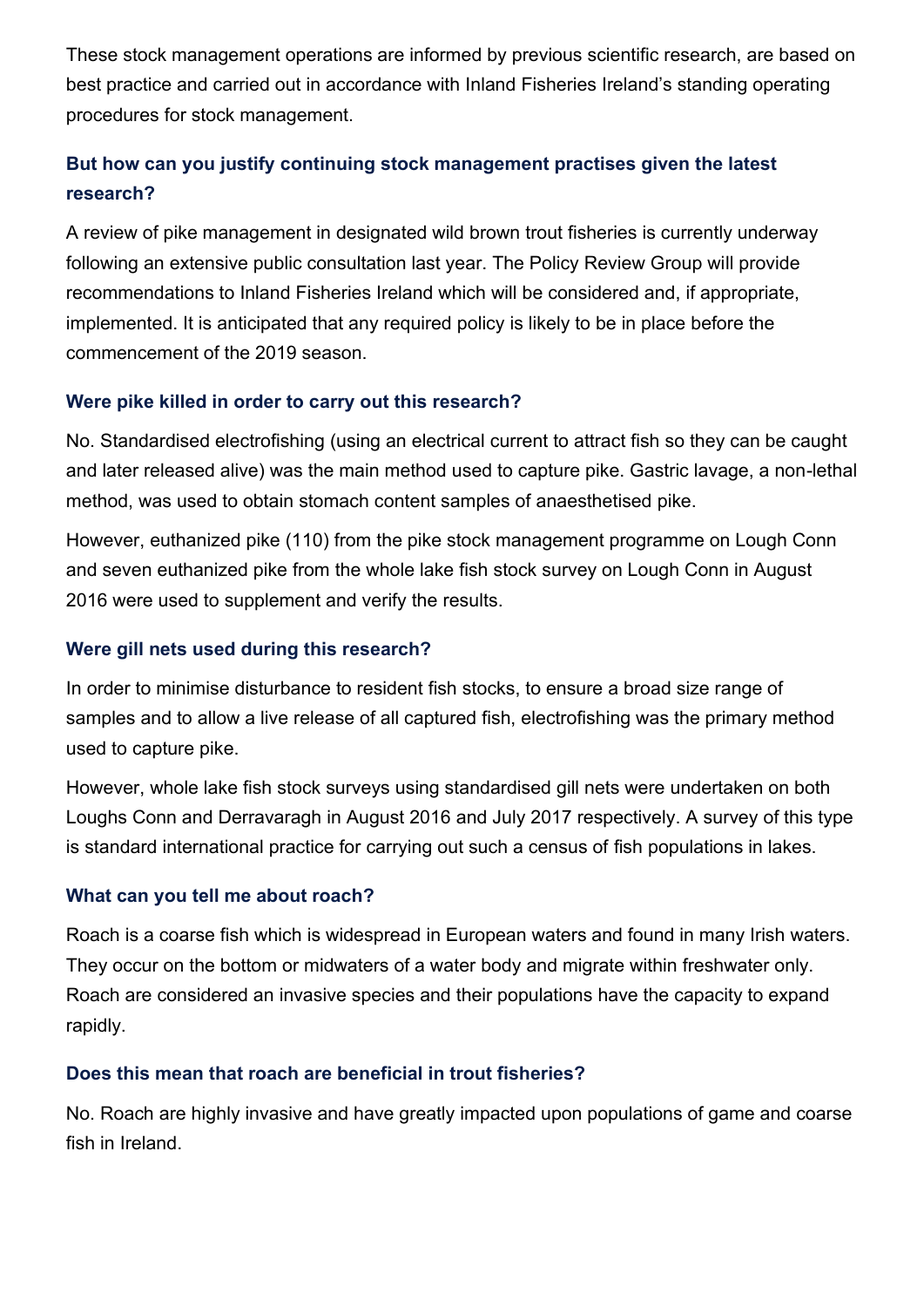These stock management operations are informed by previous scientific research, are based on best practice and carried out in accordance with Inland Fisheries Ireland's standing operating procedures for stock management.

### But how can you justify continuing stock management practises given the latest research?

A review of pike management in designated wild brown trout fisheries is currently underway following an extensive public consultation last year. The Policy Review Group will provide recommendations to Inland Fisheries Ireland which will be considered and, if appropriate, implemented. It is anticipated that any required policy is likely to be in place before the commencement of the 2019 season.

### Were pike killed in order to carry out this research?

No. Standardised electrofishing (using an electrical current to attract fish so they can be caught and later released alive) was the main method used to capture pike. Gastric lavage, a non-lethal method, was used to obtain stomach content samples of anaesthetised pike.

However, euthanized pike (110) from the pike stock management programme on Lough Conn and seven euthanized pike from the whole lake fish stock survey on Lough Conn in August 2016 were used to supplement and verify the results.

### Were gill nets used during this research?

In order to minimise disturbance to resident fish stocks, to ensure a broad size range of samples and to allow a live release of all captured fish, electrofishing was the primary method used to capture pike.

However, whole lake fish stock surveys using standardised gill nets were undertaken on both Loughs Conn and Derravaragh in August 2016 and July 2017 respectively. A survey of this type is standard international practice for carrying out such a census of fish populations in lakes.

### What can you tell me about roach?

Roach is a coarse fish which is widespread in European waters and found in many Irish waters. They occur on the bottom or midwaters of a water body and migrate within freshwater only. Roach are considered an invasive species and their populations have the capacity to expand rapidly.

### Does this mean that roach are beneficial in trout fisheries?

No. Roach are highly invasive and have greatly impacted upon populations of game and coarse fish in Ireland.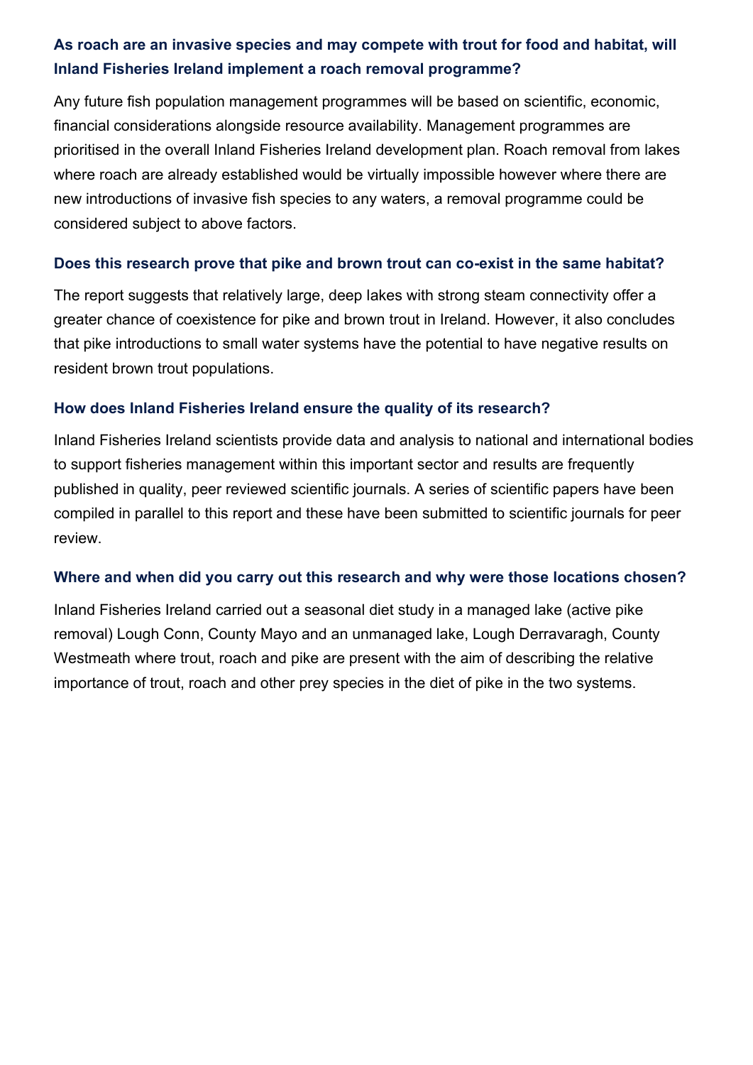### As roach are an invasive species and may compete with trout for food and habitat, will Inland Fisheries Ireland implement a roach removal programme?

Any future fish population management programmes will be based on scientific, economic, financial considerations alongside resource availability. Management programmes are prioritised in the overall Inland Fisheries Ireland development plan. Roach removal from lakes where roach are already established would be virtually impossible however where there are new introductions of invasive fish species to any waters, a removal programme could be considered subject to above factors.

### Does this research prove that pike and brown trout can co-exist in the same habitat?

The report suggests that relatively large, deep lakes with strong steam connectivity offer a greater chance of coexistence for pike and brown trout in Ireland. However, it also concludes that pike introductions to small water systems have the potential to have negative results on resident brown trout populations.

### How does Inland Fisheries Ireland ensure the quality of its research?

Inland Fisheries Ireland scientists provide data and analysis to national and international bodies to support fisheries management within this important sector and results are frequently published in quality, peer reviewed scientific journals. A series of scientific papers have been compiled in parallel to this report and these have been submitted to scientific journals for peer review.

### Where and when did you carry out this research and why were those locations chosen?

Inland Fisheries Ireland carried out a seasonal diet study in a managed lake (active pike removal) Lough Conn, County Mayo and an unmanaged lake, Lough Derravaragh, County Westmeath where trout, roach and pike are present with the aim of describing the relative importance of trout, roach and other prey species in the diet of pike in the two systems.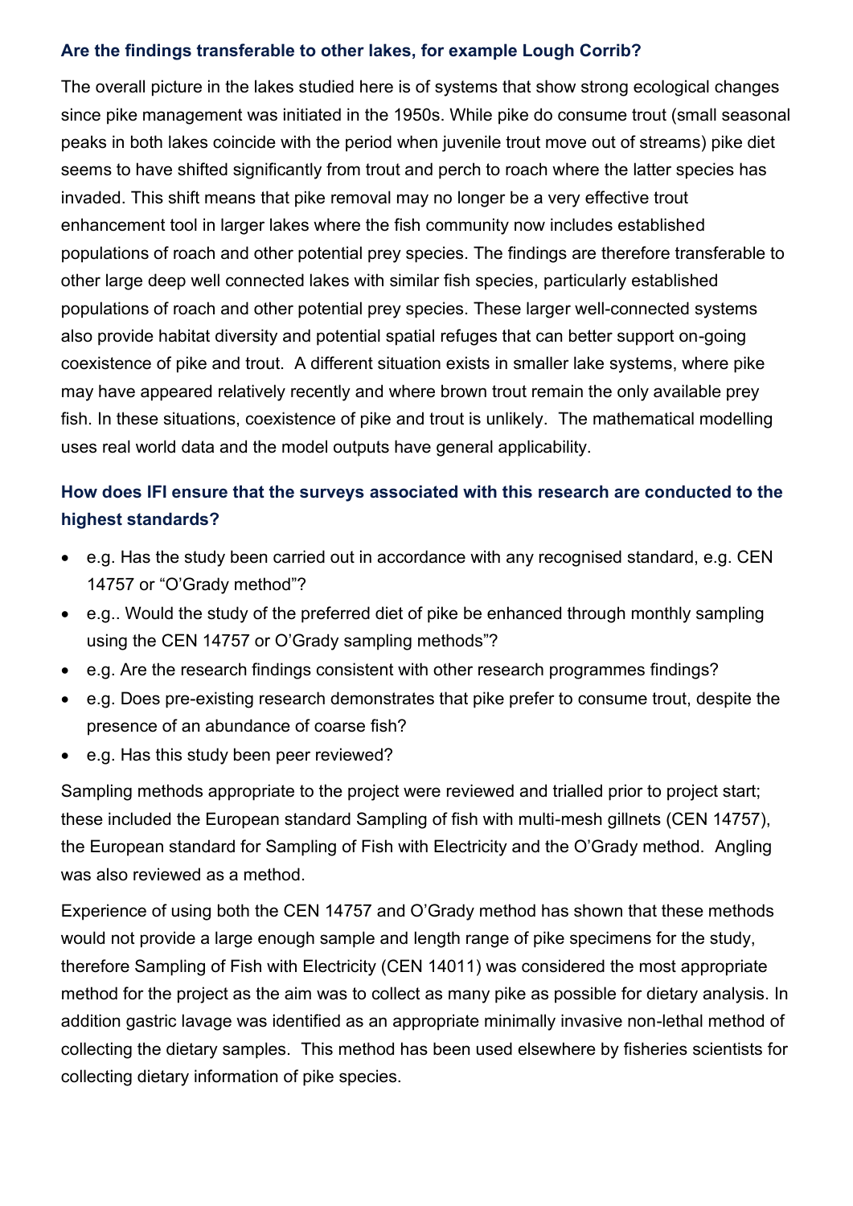### Are the findings transferable to other lakes, for example Lough Corrib?

The overall picture in the lakes studied here is of systems that show strong ecological changes since pike management was initiated in the 1950s. While pike do consume trout (small seasonal peaks in both lakes coincide with the period when juvenile trout move out of streams) pike diet seems to have shifted significantly from trout and perch to roach where the latter species has invaded. This shift means that pike removal may no longer be a very effective trout enhancement tool in larger lakes where the fish community now includes established populations of roach and other potential prey species. The findings are therefore transferable to other large deep well connected lakes with similar fish species, particularly established populations of roach and other potential prey species. These larger well-connected systems also provide habitat diversity and potential spatial refuges that can better support on-going coexistence of pike and trout. A different situation exists in smaller lake systems, where pike may have appeared relatively recently and where brown trout remain the only available prey fish. In these situations, coexistence of pike and trout is unlikely. The mathematical modelling uses real world data and the model outputs have general applicability.

### How does IFI ensure that the surveys associated with this research are conducted to the highest standards?

- e.g. Has the study been carried out in accordance with any recognised standard, e.g. CEN 14757 or "O'Grady method"?
- e.g.. Would the study of the preferred diet of pike be enhanced through monthly sampling using the CEN 14757 or O'Grady sampling methods"?
- e.g. Are the research findings consistent with other research programmes findings?
- e.g. Does pre-existing research demonstrates that pike prefer to consume trout, despite the presence of an abundance of coarse fish?
- e.g. Has this study been peer reviewed?

Sampling methods appropriate to the project were reviewed and trialled prior to project start; these included the European standard Sampling of fish with multi-mesh gillnets (CEN 14757), the European standard for Sampling of Fish with Electricity and the O'Grady method. Angling was also reviewed as a method.

Experience of using both the CEN 14757 and O'Grady method has shown that these methods would not provide a large enough sample and length range of pike specimens for the study, therefore Sampling of Fish with Electricity (CEN 14011) was considered the most appropriate method for the project as the aim was to collect as many pike as possible for dietary analysis. In addition gastric lavage was identified as an appropriate minimally invasive non-lethal method of collecting the dietary samples. This method has been used elsewhere by fisheries scientists for collecting dietary information of pike species.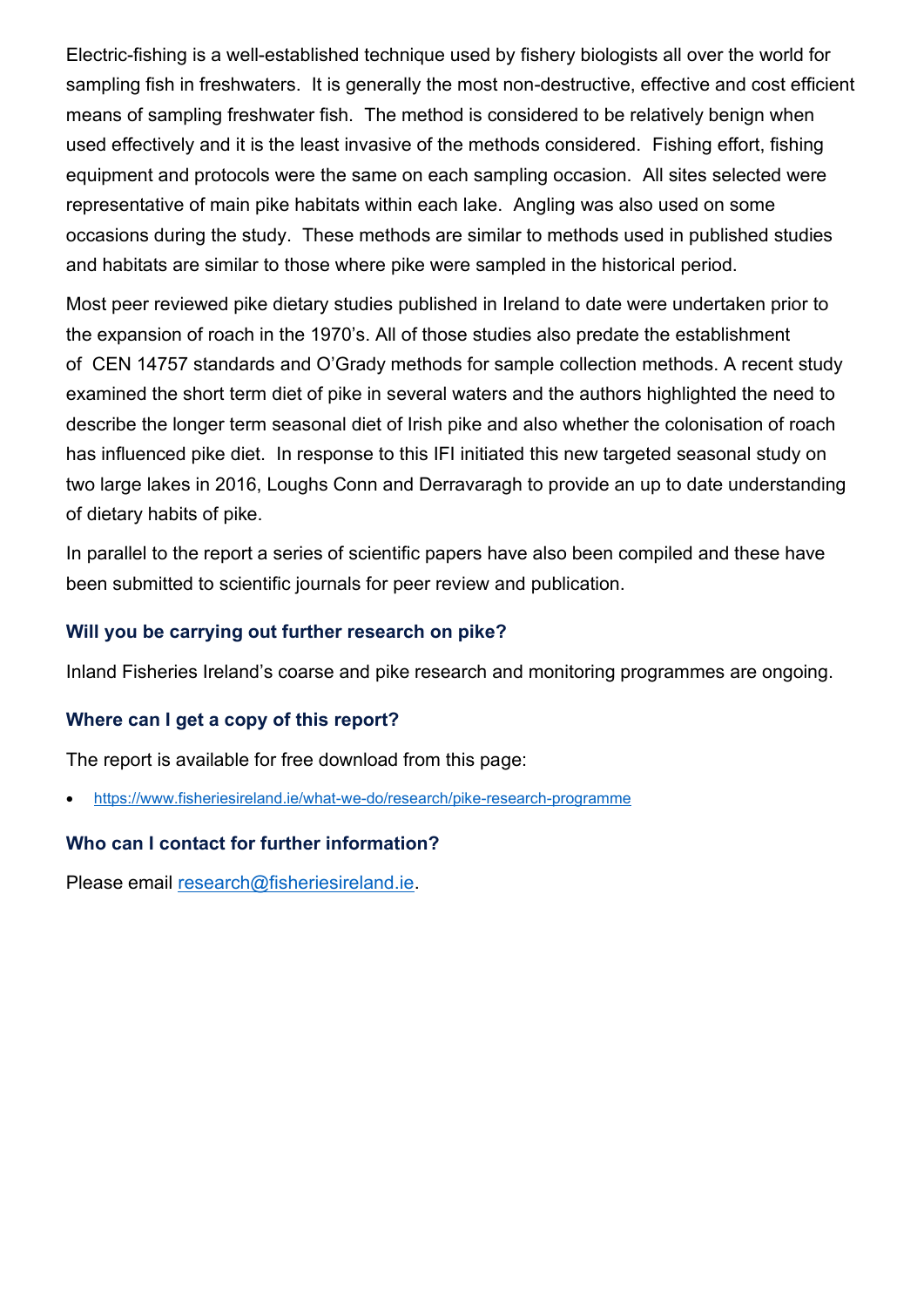Electric-fishing is a well-established technique used by fishery biologists all over the world for sampling fish in freshwaters. It is generally the most non-destructive, effective and cost efficient means of sampling freshwater fish. The method is considered to be relatively benign when used effectively and it is the least invasive of the methods considered. Fishing effort, fishing equipment and protocols were the same on each sampling occasion. All sites selected were representative of main pike habitats within each lake. Angling was also used on some occasions during the study. These methods are similar to methods used in published studies and habitats are similar to those where pike were sampled in the historical period.

Most peer reviewed pike dietary studies published in Ireland to date were undertaken prior to the expansion of roach in the 1970's. All of those studies also predate the establishment of CEN 14757 standards and O'Grady methods for sample collection methods. A recent study examined the short term diet of pike in several waters and the authors highlighted the need to describe the longer term seasonal diet of Irish pike and also whether the colonisation of roach has influenced pike diet. In response to this IFI initiated this new targeted seasonal study on two large lakes in 2016, Loughs Conn and Derravaragh to provide an up to date understanding of dietary habits of pike.

In parallel to the report a series of scientific papers have also been compiled and these have been submitted to scientific journals for peer review and publication.

### Will you be carrying out further research on pike?

Inland Fisheries Ireland's coarse and pike research and monitoring programmes are ongoing.

### Where can I get a copy of this report?

The report is available for free download from this page:

- https://www.fisheriesireland.ie/what-we-do/research/pike-research-programme

### Who can I contact for further information?

Please email research@fisheriesireland.ie.